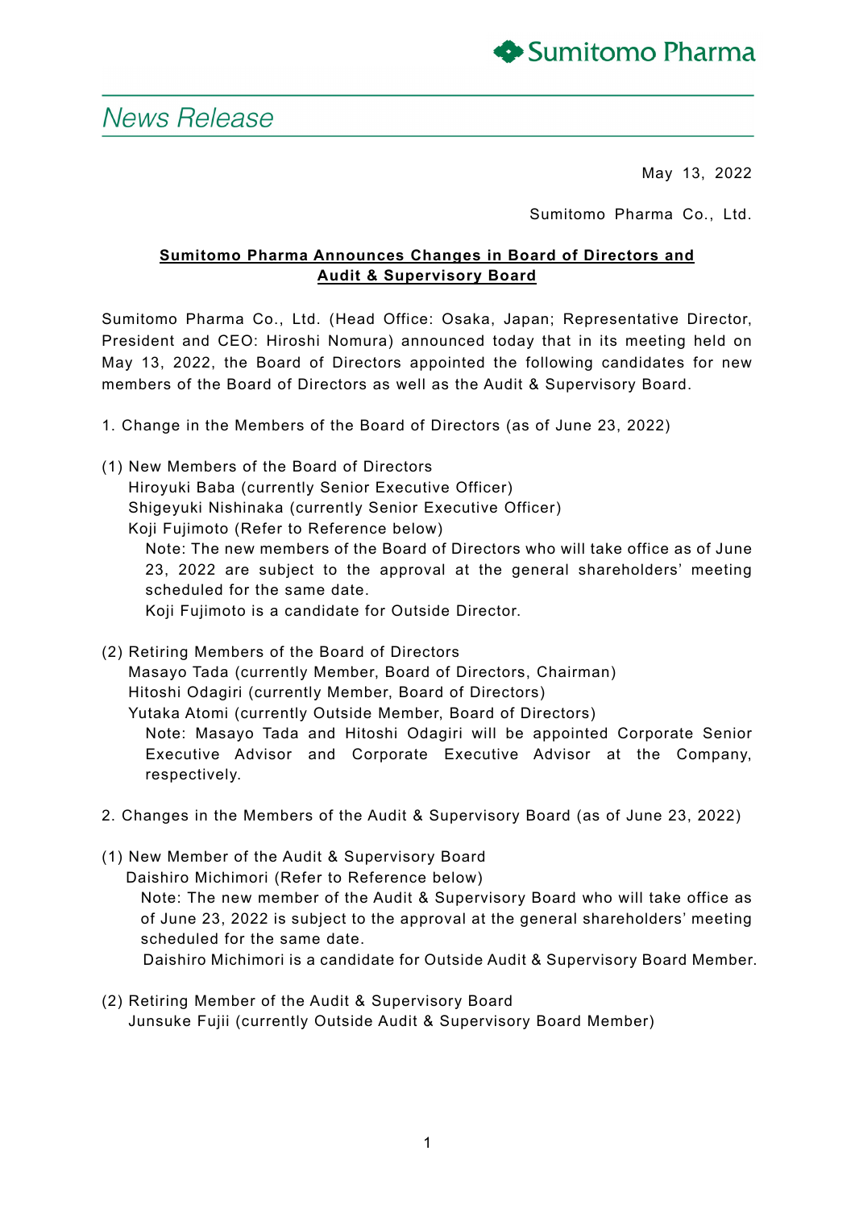Sumitomo Pharma

*News Release*

May 13, 2022

Sumitomo Pharma Co., Ltd.

**Sumitomo Pharma Announces Changes in Board of Directors and Audit & Supervisory Board**

Sumitomo Pharma Co., Ltd. (Head Office: Osaka, Japan; Representative Director, President and CEO: Hiroshi Nomura) announced today that in its meeting held on May 13, 2022, the Board of Directors appointed the following candidates for new members of the Board of Directors as well as the Audit & Supervisory Board.

1. Change in the Members of the Board of Directors (as of June 23, 2022)

(1) New Members of the Board of Directors

Hiroyuki Baba (currently Senior Executive Officer)
Shigeyuki Nishinaka (currently Senior Executive Officer)
Koji Fujimoto (Refer to Reference below)

Note: The new members of the Board of Directors who will take office as of June 23, 2022 are subject to the approval at the general shareholders' meeting scheduled for the same date.
Koji Fujimoto is a candidate for Outside Director.

(2) Retiring Members of the Board of Directors

Masayo Tada (currently Member, Board of Directors, Chairman)
Hitoshi Odagiri (currently Member, Board of Directors)
Yutaka Atomi (currently Outside Member, Board of Directors)

Note: Masayo Tada and Hitoshi Odagiri will be appointed Corporate Senior Executive Advisor and Corporate Executive Advisor at the Company, respectively.

2. Changes in the Members of the Audit & Supervisory Board (as of June 23, 2022)

(1) New Member of the Audit & Supervisory Board

Daishiro Michimori (Refer to Reference below)

Note: The new member of the Audit & Supervisory Board who will take office as of June 23, 2022 is subject to the approval at the general shareholders' meeting scheduled for the same date.
Daishiro Michimori is a candidate for Outside Audit & Supervisory Board Member.

(2) Retiring Member of the Audit & Supervisory Board

Junsuke Fujii (currently Outside Audit & Supervisory Board Member)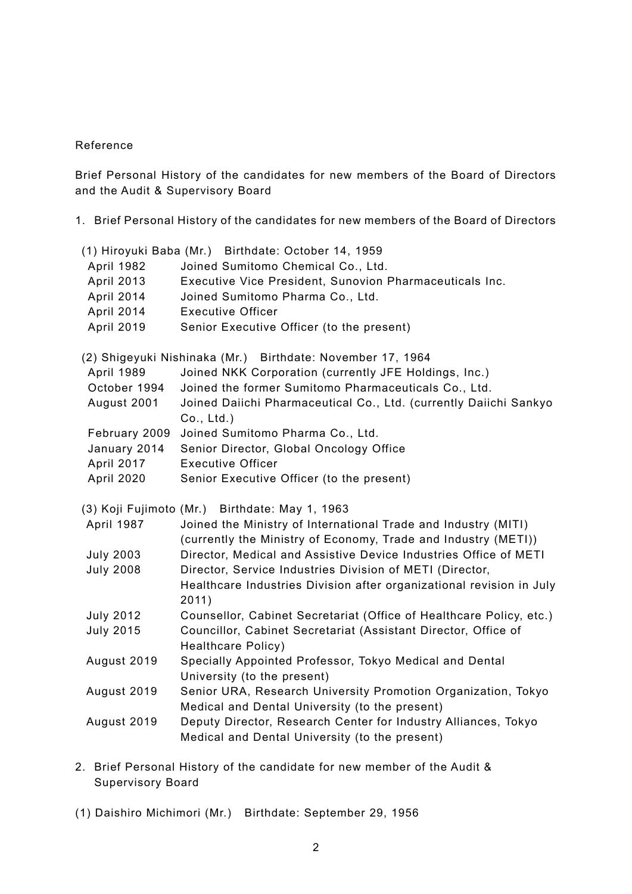Reference

Brief Personal History of the candidates for new members of the Board of Directors and the Audit & Supervisory Board

1. Brief Personal History of the candidates for new members of the Board of Directors

(1) Hiroyuki Baba (Mr.) Birthdate: October 14, 1959

| | |
|---|---|
| April 1982 | Joined Sumitomo Chemical Co., Ltd. |
| April 2013 | Executive Vice President, Sunovion Pharmaceuticals Inc. |
| April 2014 | Joined Sumitomo Pharma Co., Ltd. |
| April 2014 | Executive Officer |
| April 2019 | Senior Executive Officer (to the present) |

(2) Shigeyuki Nishinaka (Mr.) Birthdate: November 17, 1964

| | |
|---|---|
| April 1989 | Joined NKK Corporation (currently JFE Holdings, Inc.) |
| October 1994 | Joined the former Sumitomo Pharmaceuticals Co., Ltd. |
| August 2001 | Joined Daiichi Pharmaceutical Co., Ltd. (currently Daiichi Sankyo Co., Ltd.) |
| February 2009 | Joined Sumitomo Pharma Co., Ltd. |
| January 2014 | Senior Director, Global Oncology Office |
| April 2017 | Executive Officer |
| April 2020 | Senior Executive Officer (to the present) |

(3) Koji Fujimoto (Mr.) Birthdate: May 1, 1963

| | |
|---|---|
| April 1987 | Joined the Ministry of International Trade and Industry (MITI) (currently the Ministry of Economy, Trade and Industry (METI)) |
| July 2003 | Director, Medical and Assistive Device Industries Office of METI |
| July 2008 | Director, Service Industries Division of METI (Director, Healthcare Industries Division after organizational revision in July 2011) |
| July 2012 | Counsellor, Cabinet Secretariat (Office of Healthcare Policy, etc.) |
| July 2015 | Councillor, Cabinet Secretariat (Assistant Director, Office of Healthcare Policy) |
| August 2019 | Specially Appointed Professor, Tokyo Medical and Dental University (to the present) |
| August 2019 | Senior URA, Research University Promotion Organization, Tokyo Medical and Dental University (to the present) |
| August 2019 | Deputy Director, Research Center for Industry Alliances, Tokyo Medical and Dental University (to the present) |

2. Brief Personal History of the candidate for new member of the Audit & Supervisory Board

(1) Daishiro Michimori (Mr.) Birthdate: September 29, 1956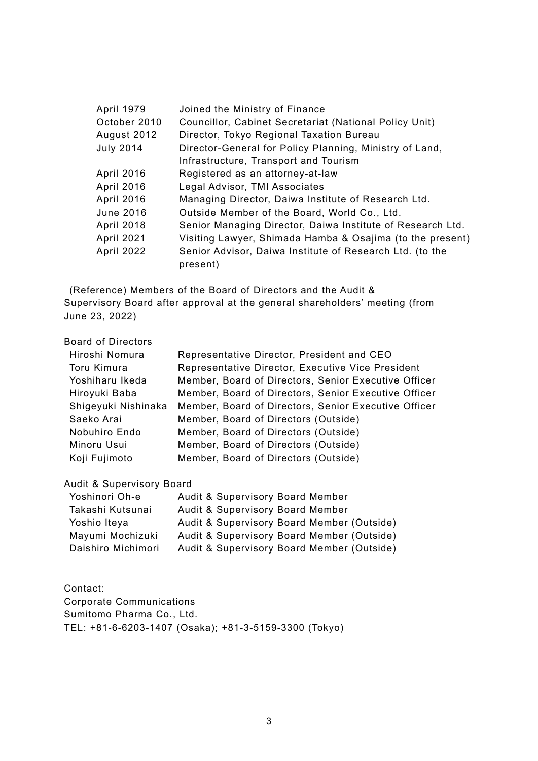| | |
|---|---|
| April 1979 | Joined the Ministry of Finance |
| October 2010 | Councillor, Cabinet Secretariat (National Policy Unit) |
| August 2012 | Director, Tokyo Regional Taxation Bureau |
| July 2014 | Director-General for Policy Planning, Ministry of Land, Infrastructure, Transport and Tourism |
| April 2016 | Registered as an attorney-at-law |
| April 2016 | Legal Advisor, TMI Associates |
| April 2016 | Managing Director, Daiwa Institute of Research Ltd. |
| June 2016 | Outside Member of the Board, World Co., Ltd. |
| April 2018 | Senior Managing Director, Daiwa Institute of Research Ltd. |
| April 2021 | Visiting Lawyer, Shimada Hamba & Osajima (to the present) |
| April 2022 | Senior Advisor, Daiwa Institute of Research Ltd. (to the present) |

(Reference) Members of the Board of Directors and the Audit & Supervisory Board after approval at the general shareholders' meeting (from June 23, 2022)

Board of Directors

| | |
|---|---|
| Hiroshi Nomura | Representative Director, President and CEO |
| Toru Kimura | Representative Director, Executive Vice President |
| Yoshiharu Ikeda | Member, Board of Directors, Senior Executive Officer |
| Hiroyuki Baba | Member, Board of Directors, Senior Executive Officer |
| Shigeyuki Nishinaka | Member, Board of Directors, Senior Executive Officer |
| Saeko Arai | Member, Board of Directors (Outside) |
| Nobuhiro Endo | Member, Board of Directors (Outside) |
| Minoru Usui | Member, Board of Directors (Outside) |
| Koji Fujimoto | Member, Board of Directors (Outside) |

Audit & Supervisory Board

| | |
|---|---|
| Yoshinori Oh-e | Audit & Supervisory Board Member |
| Takashi Kutsunai | Audit & Supervisory Board Member |
| Yoshio Iteya | Audit & Supervisory Board Member (Outside) |
| Mayumi Mochizuki | Audit & Supervisory Board Member (Outside) |
| Daishiro Michimori | Audit & Supervisory Board Member (Outside) |

Contact:
Corporate Communications
Sumitomo Pharma Co., Ltd.
TEL: +81-6-6203-1407 (Osaka); +81-3-5159-3300 (Tokyo)